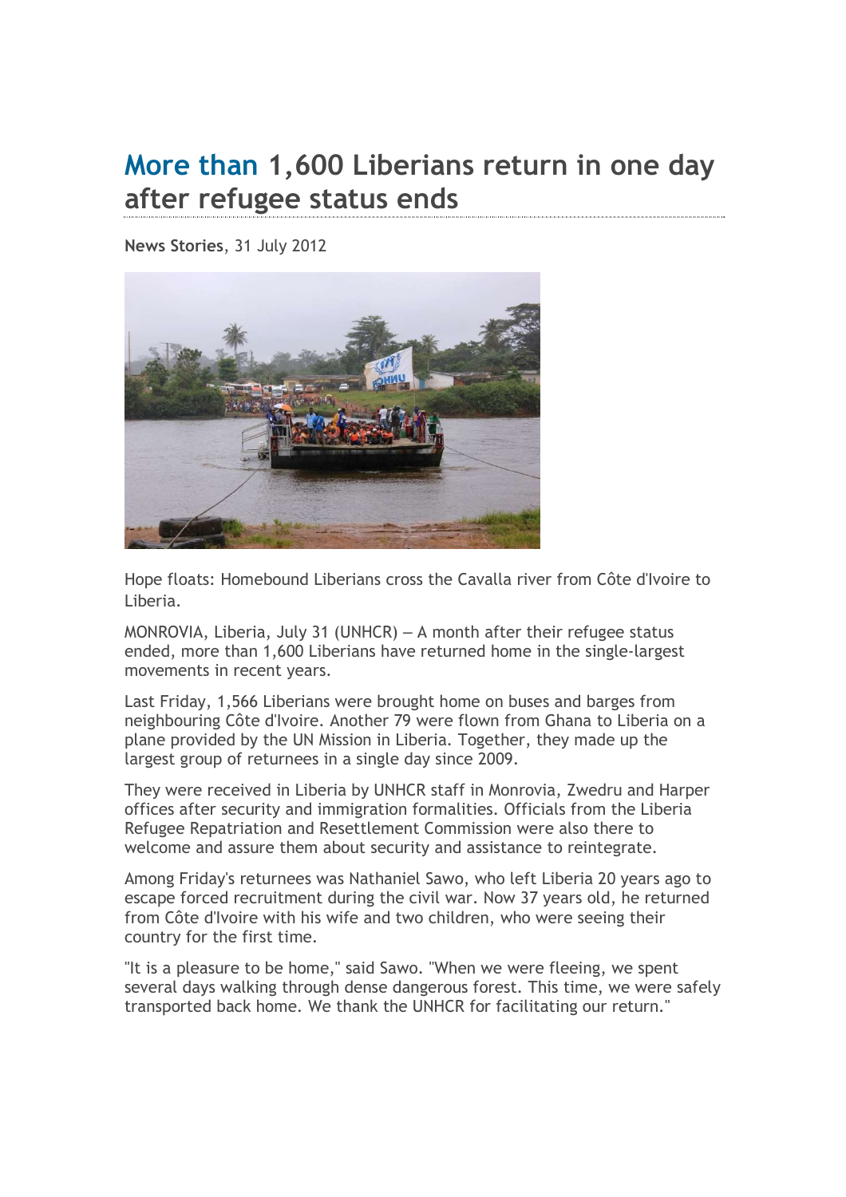# More than 1,600 Liberians return in one day after refugee status ends

**News Stories**, 31 July 2012

Hope floats: Homebound Liberians cross the Cavalla river from Côte d'Ivoire to Liberia.

MONROVIA, Liberia, July 31 (UNHCR) – A month after their refugee status ended, more than 1,600 Liberians have returned home in the single-largest movements in recent years.

Last Friday, 1,566 Liberians were brought home on buses and barges from neighbouring Côte d'Ivoire. Another 79 were flown from Ghana to Liberia on a plane provided by the UN Mission in Liberia. Together, they made up the largest group of returnees in a single day since 2009.

They were received in Liberia by UNHCR staff in Monrovia, Zwedru and Harper offices after security and immigration formalities. Officials from the Liberia Refugee Repatriation and Resettlement Commission were also there to welcome and assure them about security and assistance to reintegrate.

Among Friday's returnees was Nathaniel Sawo, who left Liberia 20 years ago to escape forced recruitment during the civil war. Now 37 years old, he returned from Côte d'Ivoire with his wife and two children, who were seeing their country for the first time.

"It is a pleasure to be home," said Sawo. "When we were fleeing, we spent several days walking through dense dangerous forest. This time, we were safely transported back home. We thank the UNHCR for facilitating our return."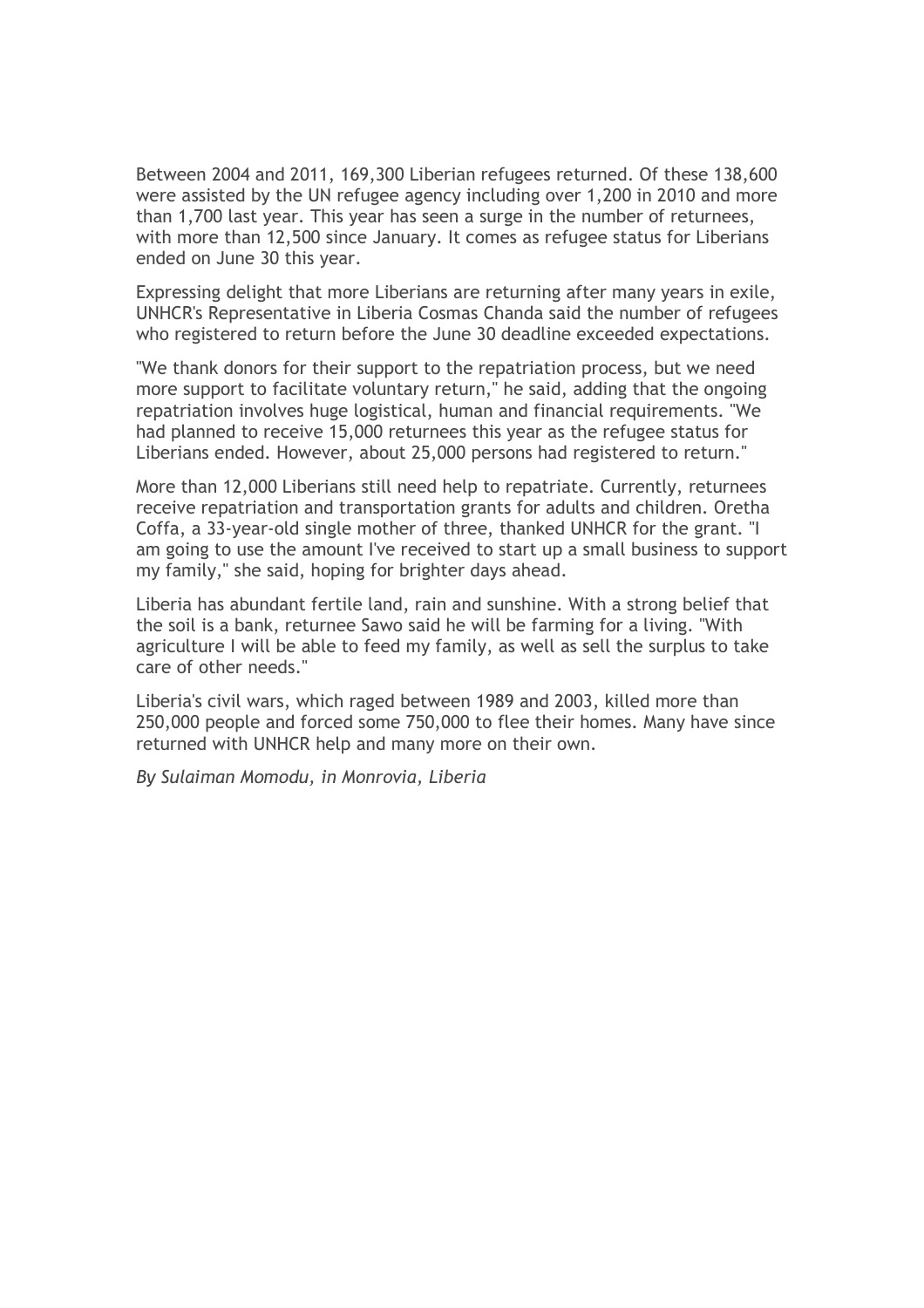Between 2004 and 2011, 169,300 Liberian refugees returned. Of these 138,600 were assisted by the UN refugee agency including over 1,200 in 2010 and more than 1,700 last year. This year has seen a surge in the number of returnees, with more than 12,500 since January. It comes as refugee status for Liberians ended on June 30 this year.

Expressing delight that more Liberians are returning after many years in exile, UNHCR's Representative in Liberia Cosmas Chanda said the number of refugees who registered to return before the June 30 deadline exceeded expectations.

"We thank donors for their support to the repatriation process, but we need more support to facilitate voluntary return," he said, adding that the ongoing repatriation involves huge logistical, human and financial requirements. "We had planned to receive 15,000 returnees this year as the refugee status for Liberians ended. However, about 25,000 persons had registered to return."

More than 12,000 Liberians still need help to repatriate. Currently, returnees receive repatriation and transportation grants for adults and children. Oretha Coffa, a 33-year-old single mother of three, thanked UNHCR for the grant. "I am going to use the amount I've received to start up a small business to support my family," she said, hoping for brighter days ahead.

Liberia has abundant fertile land, rain and sunshine. With a strong belief that the soil is a bank, returnee Sawo said he will be farming for a living. "With agriculture I will be able to feed my family, as well as sell the surplus to take care of other needs."

Liberia's civil wars, which raged between 1989 and 2003, killed more than 250,000 people and forced some 750,000 to flee their homes. Many have since returned with UNHCR help and many more on their own.

*By Sulaiman Momodu, in Monrovia, Liberia*